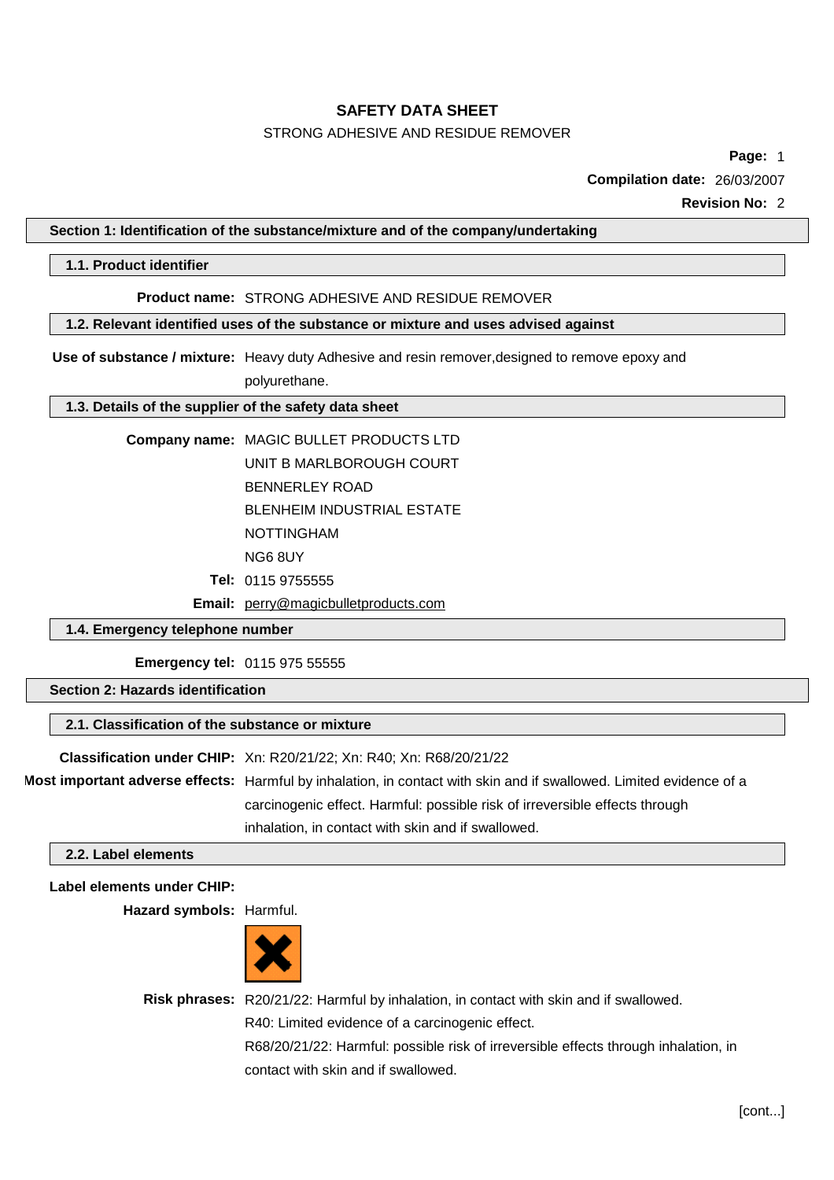# SAFETY DATA SHEET

STRONG ADHESIVE AND RESIDUE REMOVER

**Page:** 1

**Compilation date:** 26/03/2007

**Revision No:** 2

## Section 1: Identification of the substance/mixture and of the company/undertaking

### 1.1. Product identifier

**Product name:** STRONG ADHESIVE AND RESIDUE REMOVER

### 1.2. Relevant identified uses of the substance or mixture and uses advised against

**Use of substance / mixture:** Heavy duty Adhesive and resin remover,designed to remove epoxy and polyurethane.

### 1.3. Details of the supplier of the safety data sheet

**Company name:** MAGIC BULLET PRODUCTS LTD
UNIT B MARLBOROUGH COURT
BENNERLEY ROAD
BLENHEIM INDUSTRIAL ESTATE
NOTTINGHAM
NG6 8UY

**Tel:** 0115 9755555

**Email:** perry@magicbulletproducts.com

### 1.4. Emergency telephone number

**Emergency tel:** 0115 975 55555

## Section 2: Hazards identification

### 2.1. Classification of the substance or mixture

**Classification under CHIP:** Xn: R20/21/22; Xn: R40; Xn: R68/20/21/22

**Most important adverse effects:** Harmful by inhalation, in contact with skin and if swallowed. Limited evidence of a carcinogenic effect. Harmful: possible risk of irreversible effects through inhalation, in contact with skin and if swallowed.

### 2.2. Label elements

**Label elements under CHIP:**

**Hazard symbols:** Harmful.

**Risk phrases:** R20/21/22: Harmful by inhalation, in contact with skin and if swallowed.
R40: Limited evidence of a carcinogenic effect.
R68/20/21/22: Harmful: possible risk of irreversible effects through inhalation, in contact with skin and if swallowed.

[cont...]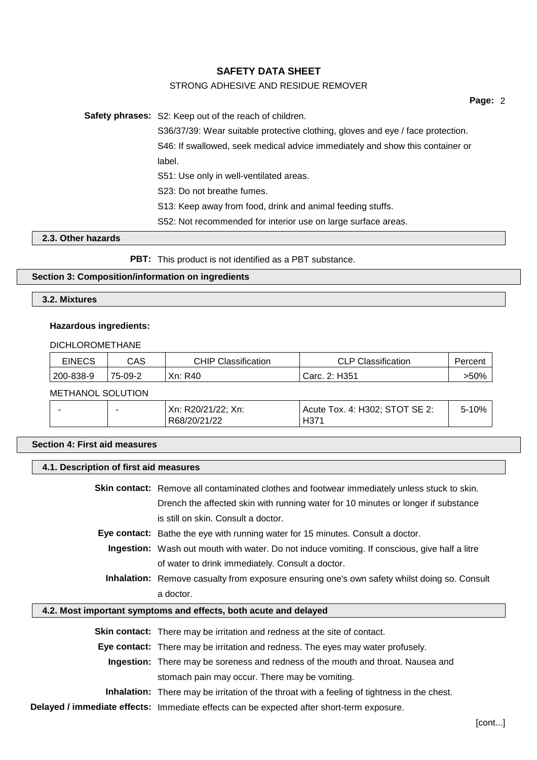**Safety phrases:** S2: Keep out of the reach of children.

S36/37/39: Wear suitable protective clothing, gloves and eye / face protection.

S46: If swallowed, seek medical advice immediately and show this container or label.

S51: Use only in well-ventilated areas.

S23: Do not breathe fumes.

S13: Keep away from food, drink and animal feeding stuffs.

S52: Not recommended for interior use on large surface areas.

### 2.3. Other hazards

**PBT:** This product is not identified as a PBT substance.

## Section 3: Composition/information on ingredients

### 3.2. Mixtures

**Hazardous ingredients:**

DICHLOROMETHANE

| EINECS | CAS | CHIP Classification | CLP Classification | Percent |
|---|---|---|---|---|
| 200-838-9 | 75-09-2 | Xn: R40 | Carc. 2: H351 | >50% |

METHANOL SOLUTION

| EINECS | CAS | CHIP Classification | CLP Classification | Percent |
|---|---|---|---|---|
| - | - | Xn: R20/21/22; Xn: R68/20/21/22 | Acute Tox. 4: H302; STOT SE 2: H371 | 5-10% |

## Section 4: First aid measures

### 4.1. Description of first aid measures

**Skin contact:** Remove all contaminated clothes and footwear immediately unless stuck to skin. Drench the affected skin with running water for 10 minutes or longer if substance is still on skin. Consult a doctor.

**Eye contact:** Bathe the eye with running water for 15 minutes. Consult a doctor.

**Ingestion:** Wash out mouth with water. Do not induce vomiting. If conscious, give half a litre of water to drink immediately. Consult a doctor.

**Inhalation:** Remove casualty from exposure ensuring one's own safety whilst doing so. Consult a doctor.

### 4.2. Most important symptoms and effects, both acute and delayed

**Skin contact:** There may be irritation and redness at the site of contact.

**Eye contact:** There may be irritation and redness. The eyes may water profusely.

**Ingestion:** There may be soreness and redness of the mouth and throat. Nausea and stomach pain may occur. There may be vomiting.

**Inhalation:** There may be irritation of the throat with a feeling of tightness in the chest.

**Delayed / immediate effects:** Immediate effects can be expected after short-term exposure.

[cont...]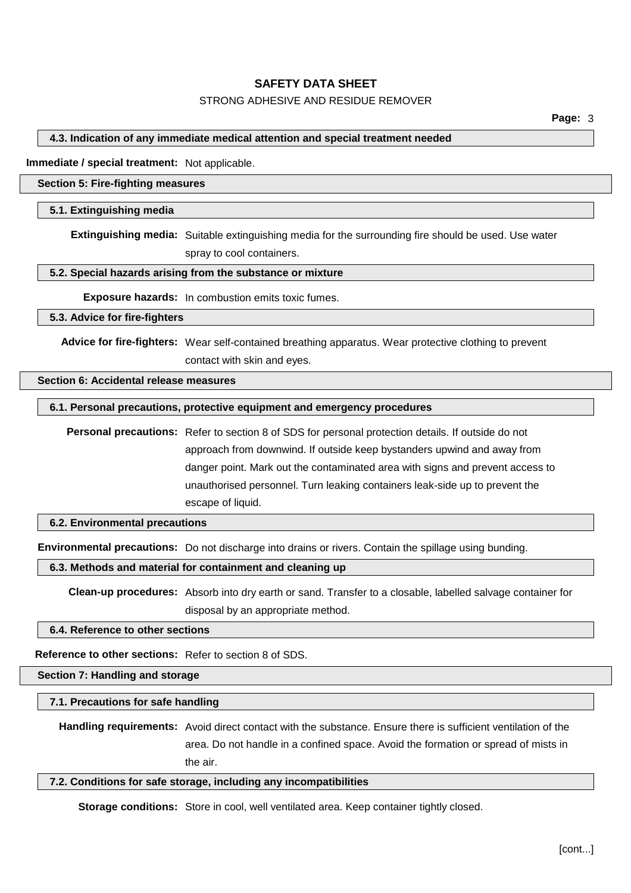#### 4.3. Indication of any immediate medical attention and special treatment needed

**Immediate / special treatment:** Not applicable.

## Section 5: Fire-fighting measures

### 5.1. Extinguishing media

**Extinguishing media:** Suitable extinguishing media for the surrounding fire should be used. Use water spray to cool containers.

### 5.2. Special hazards arising from the substance or mixture

**Exposure hazards:** In combustion emits toxic fumes.

### 5.3. Advice for fire-fighters

**Advice for fire-fighters:** Wear self-contained breathing apparatus. Wear protective clothing to prevent contact with skin and eyes.

## Section 6: Accidental release measures

### 6.1. Personal precautions, protective equipment and emergency procedures

**Personal precautions:** Refer to section 8 of SDS for personal protection details. If outside do not approach from downwind. If outside keep bystanders upwind and away from danger point. Mark out the contaminated area with signs and prevent access to unauthorised personnel. Turn leaking containers leak-side up to prevent the escape of liquid.

### 6.2. Environmental precautions

**Environmental precautions:** Do not discharge into drains or rivers. Contain the spillage using bunding.

### 6.3. Methods and material for containment and cleaning up

**Clean-up procedures:** Absorb into dry earth or sand. Transfer to a closable, labelled salvage container for disposal by an appropriate method.

### 6.4. Reference to other sections

**Reference to other sections:** Refer to section 8 of SDS.

## Section 7: Handling and storage

### 7.1. Precautions for safe handling

**Handling requirements:** Avoid direct contact with the substance. Ensure there is sufficient ventilation of the area. Do not handle in a confined space. Avoid the formation or spread of mists in the air.

### 7.2. Conditions for safe storage, including any incompatibilities

**Storage conditions:** Store in cool, well ventilated area. Keep container tightly closed.

[cont...]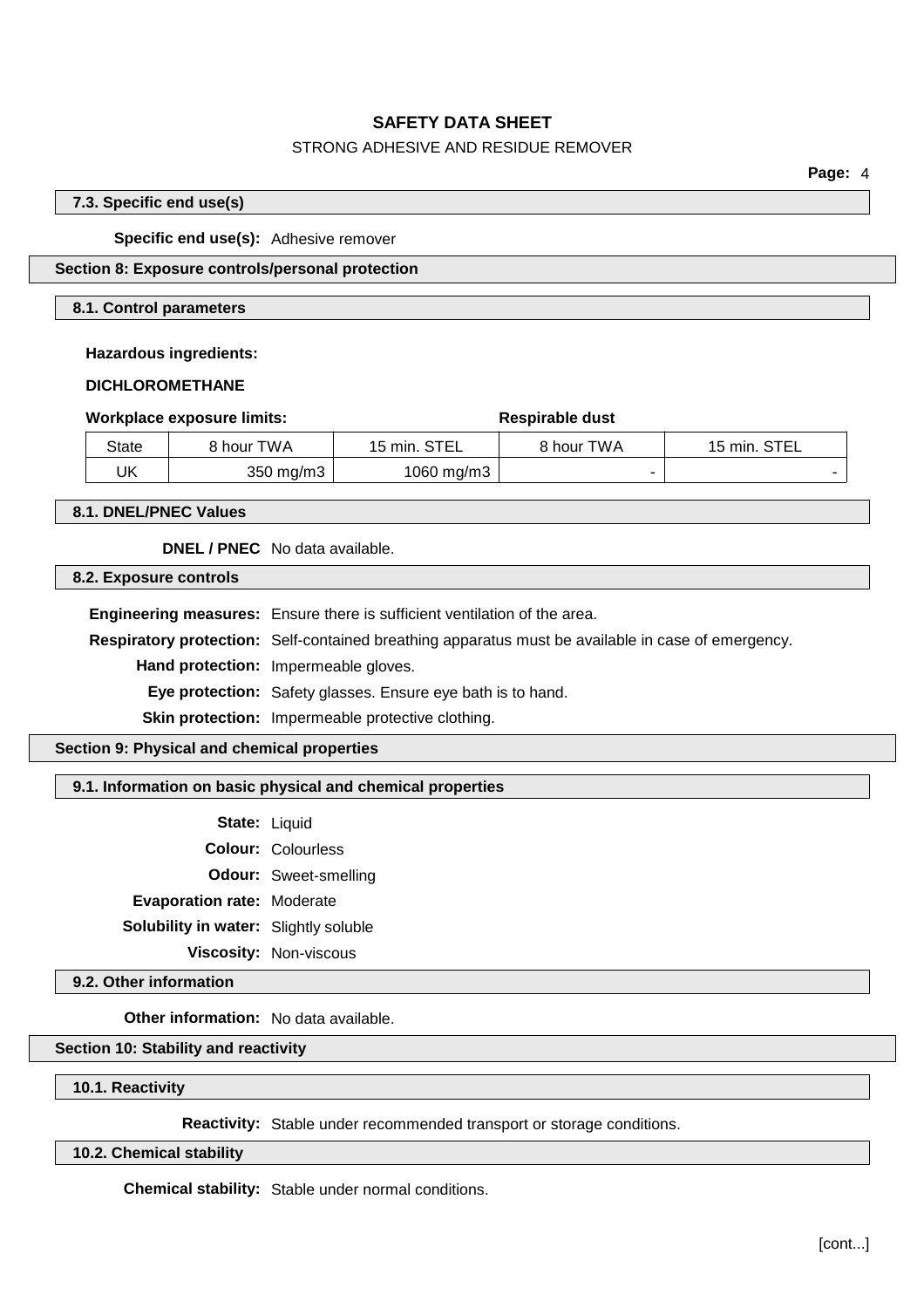### 7.3. Specific end use(s)

**Specific end use(s):** Adhesive remover

## Section 8: Exposure controls/personal protection

### 8.1. Control parameters

**Hazardous ingredients:**

**DICHLOROMETHANE**

| **Workplace exposure limits:** | | | **Respirable dust** | |
|---|---|---|---|---|
| State | 8 hour TWA | 15 min. STEL | 8 hour TWA | 15 min. STEL |
| UK | 350 mg/m3 | 1060 mg/m3 | - | - |

### 8.1. DNEL/PNEC Values

**DNEL / PNEC** No data available.

### 8.2. Exposure controls

**Engineering measures:** Ensure there is sufficient ventilation of the area.

**Respiratory protection:** Self-contained breathing apparatus must be available in case of emergency.

**Hand protection:** Impermeable gloves.

**Eye protection:** Safety glasses. Ensure eye bath is to hand.

**Skin protection:** Impermeable protective clothing.

## Section 9: Physical and chemical properties

### 9.1. Information on basic physical and chemical properties

**State:** Liquid

**Colour:** Colourless

**Odour:** Sweet-smelling

**Evaporation rate:** Moderate

**Solubility in water:** Slightly soluble

**Viscosity:** Non-viscous

### 9.2. Other information

**Other information:** No data available.

## Section 10: Stability and reactivity

### 10.1. Reactivity

**Reactivity:** Stable under recommended transport or storage conditions.

### 10.2. Chemical stability

**Chemical stability:** Stable under normal conditions.

[cont...]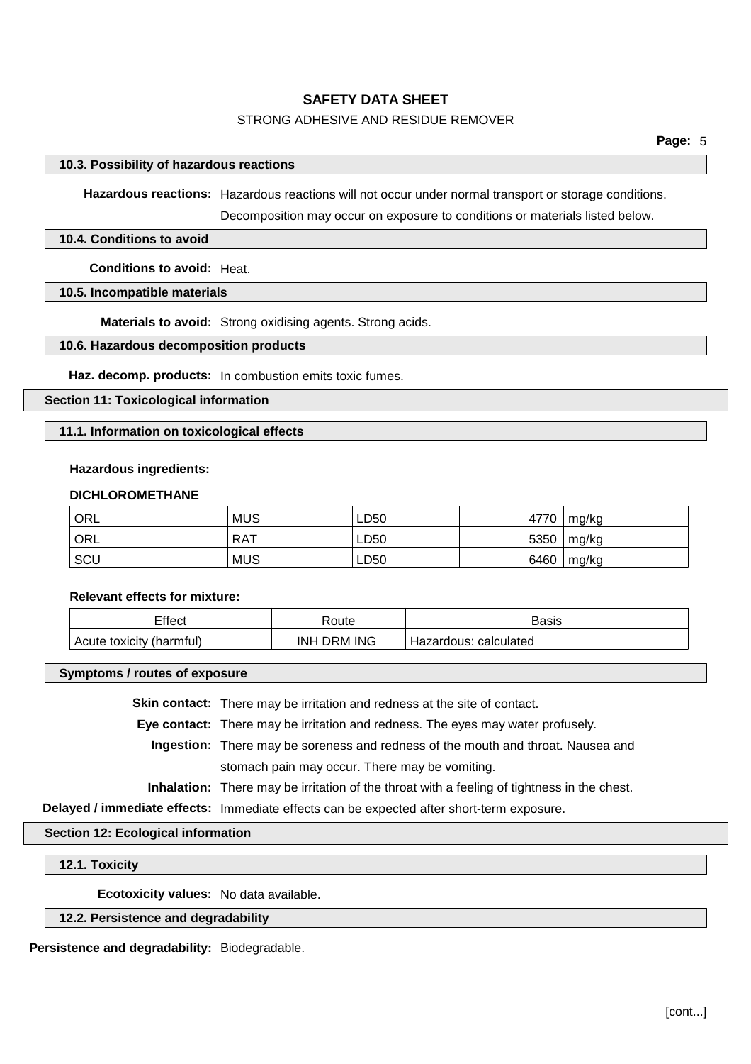### 10.3. Possibility of hazardous reactions

**Hazardous reactions:** Hazardous reactions will not occur under normal transport or storage conditions. Decomposition may occur on exposure to conditions or materials listed below.

### 10.4. Conditions to avoid

**Conditions to avoid:** Heat.

### 10.5. Incompatible materials

**Materials to avoid:** Strong oxidising agents. Strong acids.

### 10.6. Hazardous decomposition products

**Haz. decomp. products:** In combustion emits toxic fumes.

## Section 11: Toxicological information

### 11.1. Information on toxicological effects

**Hazardous ingredients:**

**DICHLOROMETHANE**

| | | | | |
|---|---|---|---|---|
| ORL | MUS | LD50 | 4770 | mg/kg |
| ORL | RAT | LD50 | 5350 | mg/kg |
| SCU | MUS | LD50 | 6460 | mg/kg |

**Relevant effects for mixture:**

| Effect | Route | Basis |
|---|---|---|
| Acute toxicity (harmful) | INH DRM ING | Hazardous: calculated |

### Symptoms / routes of exposure

**Skin contact:** There may be irritation and redness at the site of contact.

**Eye contact:** There may be irritation and redness. The eyes may water profusely.

**Ingestion:** There may be soreness and redness of the mouth and throat. Nausea and stomach pain may occur. There may be vomiting.

**Inhalation:** There may be irritation of the throat with a feeling of tightness in the chest.

**Delayed / immediate effects:** Immediate effects can be expected after short-term exposure.

## Section 12: Ecological information

### 12.1. Toxicity

**Ecotoxicity values:** No data available.

### 12.2. Persistence and degradability

**Persistence and degradability:** Biodegradable.

[cont...]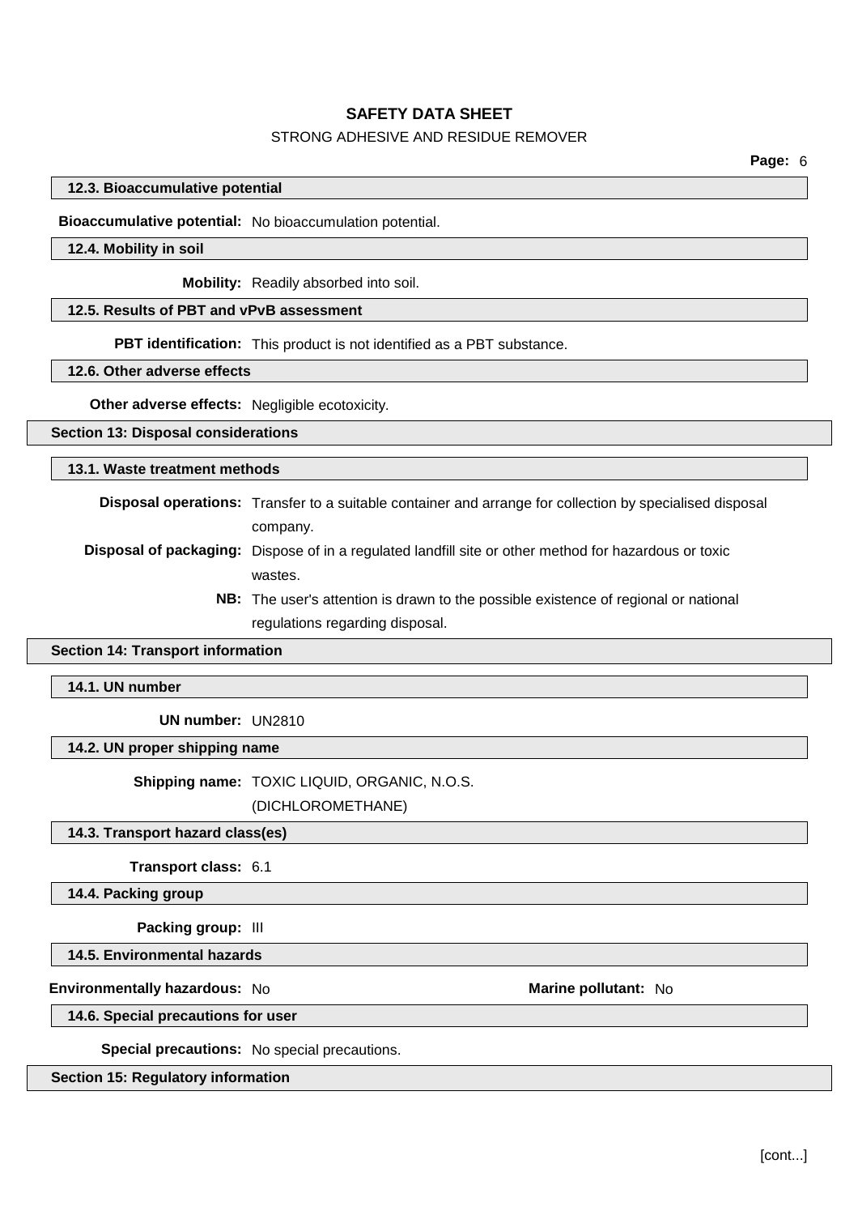### 12.3. Bioaccumulative potential

**Bioaccumulative potential:** No bioaccumulation potential.

### 12.4. Mobility in soil

**Mobility:** Readily absorbed into soil.

### 12.5. Results of PBT and vPvB assessment

**PBT identification:** This product is not identified as a PBT substance.

### 12.6. Other adverse effects

**Other adverse effects:** Negligible ecotoxicity.

## Section 13: Disposal considerations

### 13.1. Waste treatment methods

**Disposal operations:** Transfer to a suitable container and arrange for collection by specialised disposal company.

**Disposal of packaging:** Dispose of in a regulated landfill site or other method for hazardous or toxic wastes.

**NB:** The user's attention is drawn to the possible existence of regional or national regulations regarding disposal.

## Section 14: Transport information

### 14.1. UN number

**UN number:** UN2810

### 14.2. UN proper shipping name

**Shipping name:** TOXIC LIQUID, ORGANIC, N.O.S. (DICHLOROMETHANE)

### 14.3. Transport hazard class(es)

**Transport class:** 6.1

### 14.4. Packing group

**Packing group:** III

### 14.5. Environmental hazards

**Environmentally hazardous:** No

**Marine pollutant:** No

### 14.6. Special precautions for user

**Special precautions:** No special precautions.

## Section 15: Regulatory information

[cont...]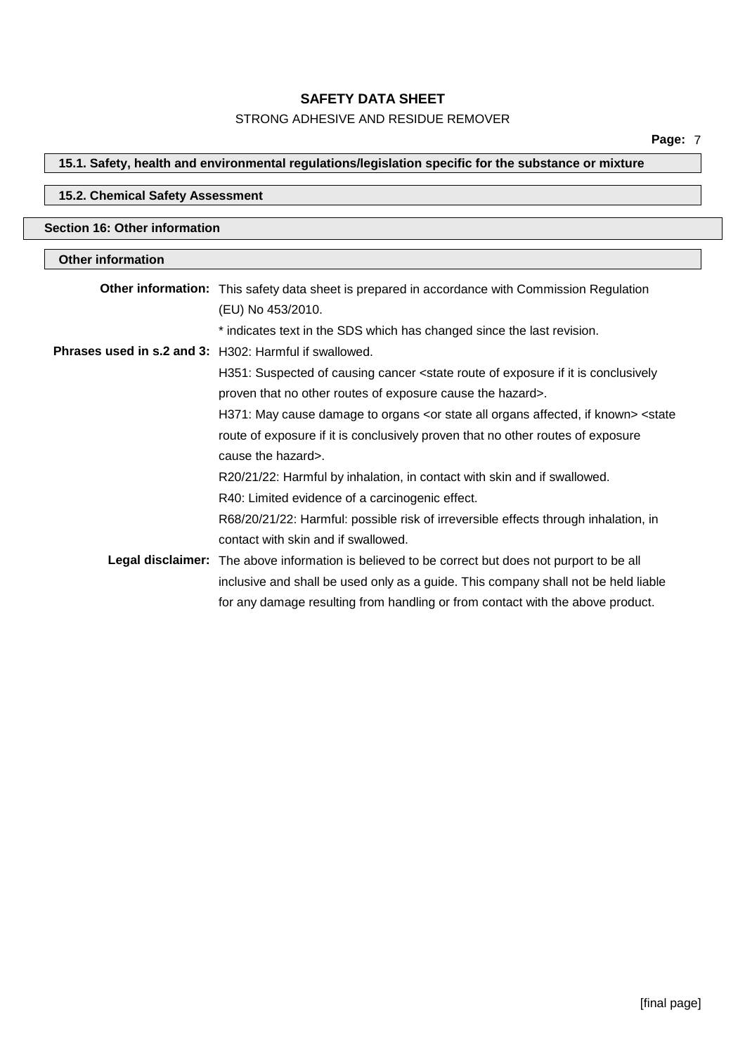### 15.1. Safety, health and environmental regulations/legislation specific for the substance or mixture

### 15.2. Chemical Safety Assessment

## Section 16: Other information

### Other information

**Other information:** This safety data sheet is prepared in accordance with Commission Regulation (EU) No 453/2010.

* indicates text in the SDS which has changed since the last revision.

**Phrases used in s.2 and 3:** H302: Harmful if swallowed.

H351: Suspected of causing cancer <state route of exposure if it is conclusively proven that no other routes of exposure cause the hazard>.

H371: May cause damage to organs <or state all organs affected, if known> <state route of exposure if it is conclusively proven that no other routes of exposure cause the hazard>.

R20/21/22: Harmful by inhalation, in contact with skin and if swallowed.

R40: Limited evidence of a carcinogenic effect.

R68/20/21/22: Harmful: possible risk of irreversible effects through inhalation, in contact with skin and if swallowed.

**Legal disclaimer:** The above information is believed to be correct but does not purport to be all inclusive and shall be used only as a guide. This company shall not be held liable for any damage resulting from handling or from contact with the above product.

[final page]